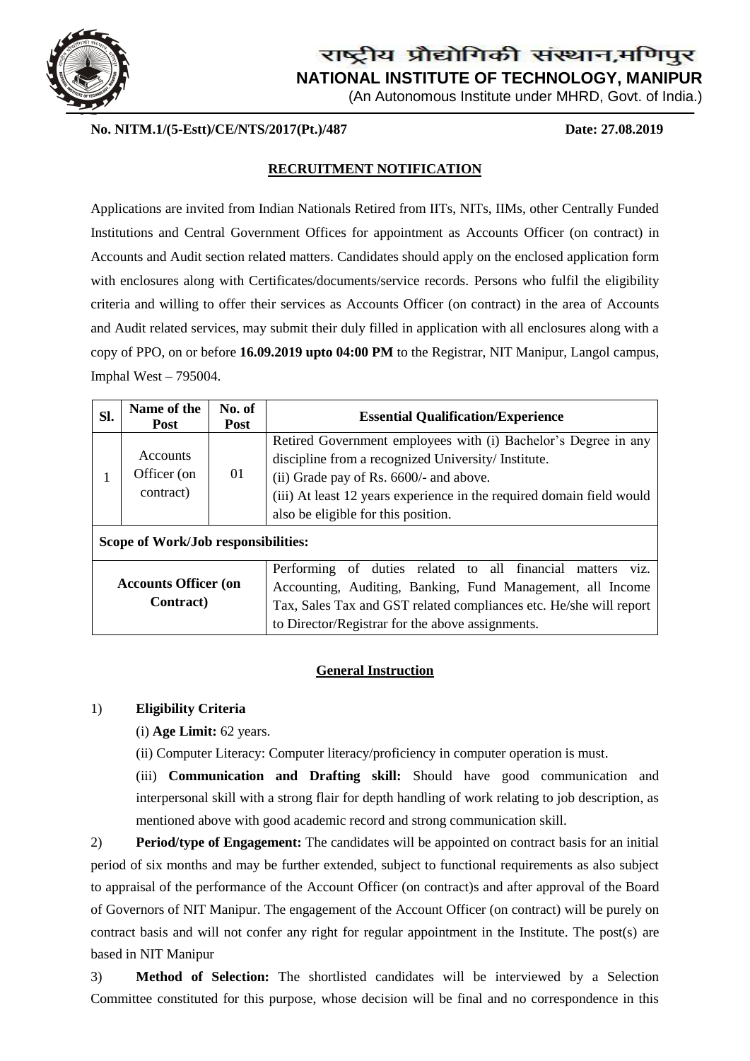# राष्ट्रीय प्रौद्योगिकी संस्थान,मणिपुर

# NATIONAL INSTITUTE OF TECHNOLOGY, MANIPUR

(An Autonomous Institute under MHRD, Govt. of India.)

**No. NITM.1/(5-Estt)/CE/NTS/2017(Pt.)/487** **Date: 27.08.2019**

## RECRUITMENT NOTIFICATION

Applications are invited from Indian Nationals Retired from IITs, NITs, IIMs, other Centrally Funded Institutions and Central Government Offices for appointment as Accounts Officer (on contract) in Accounts and Audit section related matters. Candidates should apply on the enclosed application form with enclosures along with Certificates/documents/service records. Persons who fulfil the eligibility criteria and willing to offer their services as Accounts Officer (on contract) in the area of Accounts and Audit related services, may submit their duly filled in application with all enclosures along with a copy of PPO, on or before **16.09.2019 upto 04:00 PM** to the Registrar, NIT Manipur, Langol campus, Imphal West – 795004.

| Sl. | Name of the Post | No. of Post | Essential Qualification/Experience |
|---|---|---|---|
| 1 | Accounts Officer (on contract) | 01 | Retired Government employees with (i) Bachelor's Degree in any discipline from a recognized University/ Institute.<br>(ii) Grade pay of Rs. 6600/- and above.<br>(iii) At least 12 years experience in the required domain field would also be eligible for this position. |
| **Scope of Work/Job responsibilities:** | | | |
| **Accounts Officer (on Contract)** | | | Performing of duties related to all financial matters viz. Accounting, Auditing, Banking, Fund Management, all Income Tax, Sales Tax and GST related compliances etc. He/she will report to Director/Registrar for the above assignments. |

## General Instruction

1) **Eligibility Criteria**

(i) **Age Limit:** 62 years.

(ii) Computer Literacy: Computer literacy/proficiency in computer operation is must.

(iii) **Communication and Drafting skill:** Should have good communication and interpersonal skill with a strong flair for depth handling of work relating to job description, as mentioned above with good academic record and strong communication skill.

2) **Period/type of Engagement:** The candidates will be appointed on contract basis for an initial period of six months and may be further extended, subject to functional requirements as also subject to appraisal of the performance of the Account Officer (on contract)s and after approval of the Board of Governors of NIT Manipur. The engagement of the Account Officer (on contract) will be purely on contract basis and will not confer any right for regular appointment in the Institute. The post(s) are based in NIT Manipur

3) **Method of Selection:** The shortlisted candidates will be interviewed by a Selection Committee constituted for this purpose, whose decision will be final and no correspondence in this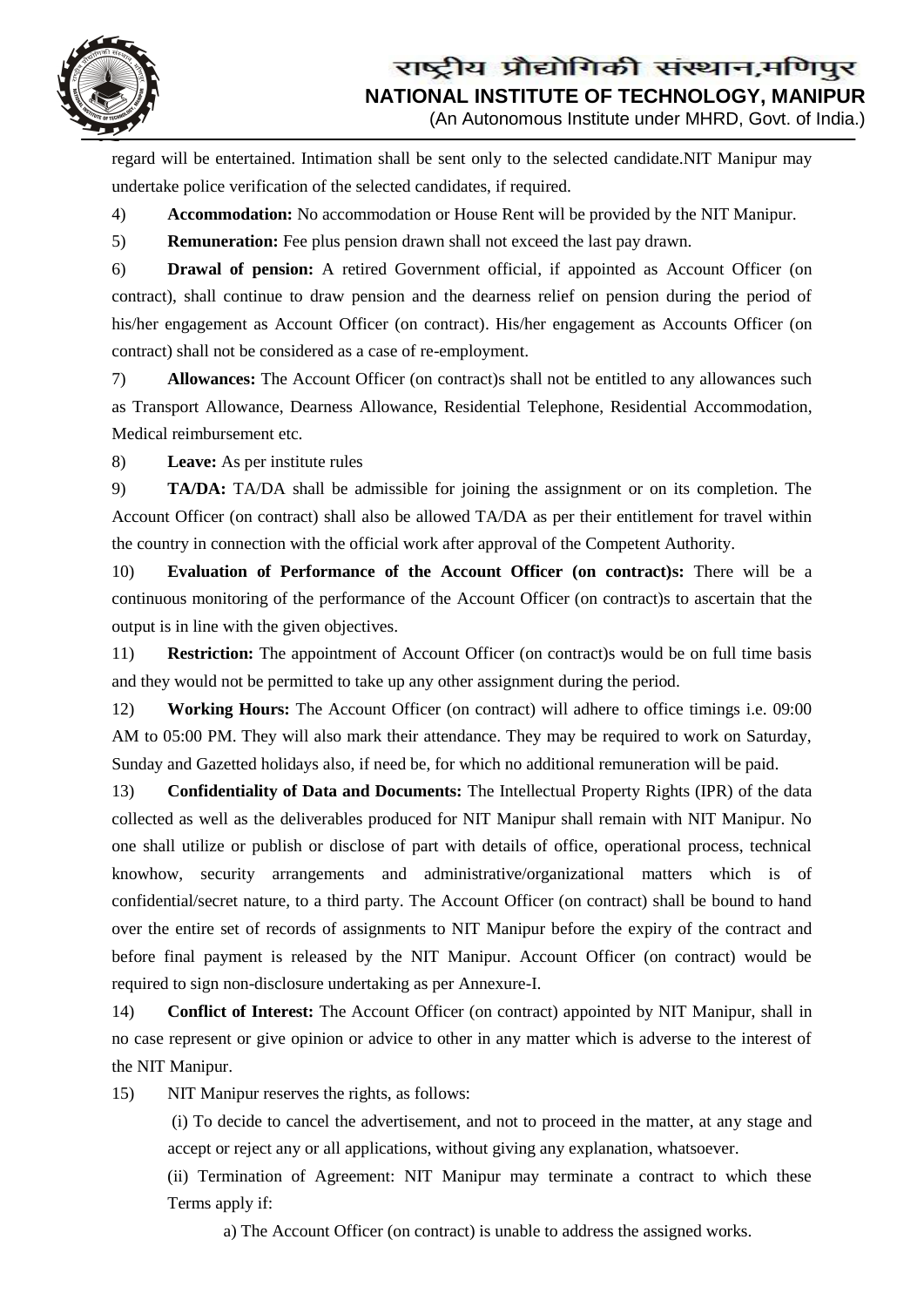regard will be entertained. Intimation shall be sent only to the selected candidate.NIT Manipur may undertake police verification of the selected candidates, if required.

4) **Accommodation:** No accommodation or House Rent will be provided by the NIT Manipur.

5) **Remuneration:** Fee plus pension drawn shall not exceed the last pay drawn.

6) **Drawal of pension:** A retired Government official, if appointed as Account Officer (on contract), shall continue to draw pension and the dearness relief on pension during the period of his/her engagement as Account Officer (on contract). His/her engagement as Accounts Officer (on contract) shall not be considered as a case of re-employment.

7) **Allowances:** The Account Officer (on contract)s shall not be entitled to any allowances such as Transport Allowance, Dearness Allowance, Residential Telephone, Residential Accommodation, Medical reimbursement etc.

8) **Leave:** As per institute rules

9) **TA/DA:** TA/DA shall be admissible for joining the assignment or on its completion. The Account Officer (on contract) shall also be allowed TA/DA as per their entitlement for travel within the country in connection with the official work after approval of the Competent Authority.

10) **Evaluation of Performance of the Account Officer (on contract)s:** There will be a continuous monitoring of the performance of the Account Officer (on contract)s to ascertain that the output is in line with the given objectives.

11) **Restriction:** The appointment of Account Officer (on contract)s would be on full time basis and they would not be permitted to take up any other assignment during the period.

12) **Working Hours:** The Account Officer (on contract) will adhere to office timings i.e. 09:00 AM to 05:00 PM. They will also mark their attendance. They may be required to work on Saturday, Sunday and Gazetted holidays also, if need be, for which no additional remuneration will be paid.

13) **Confidentiality of Data and Documents:** The Intellectual Property Rights (IPR) of the data collected as well as the deliverables produced for NIT Manipur shall remain with NIT Manipur. No one shall utilize or publish or disclose of part with details of office, operational process, technical knowhow, security arrangements and administrative/organizational matters which is of confidential/secret nature, to a third party. The Account Officer (on contract) shall be bound to hand over the entire set of records of assignments to NIT Manipur before the expiry of the contract and before final payment is released by the NIT Manipur. Account Officer (on contract) would be required to sign non-disclosure undertaking as per Annexure-I.

14) **Conflict of Interest:** The Account Officer (on contract) appointed by NIT Manipur, shall in no case represent or give opinion or advice to other in any matter which is adverse to the interest of the NIT Manipur.

15) NIT Manipur reserves the rights, as follows:

(i) To decide to cancel the advertisement, and not to proceed in the matter, at any stage and accept or reject any or all applications, without giving any explanation, whatsoever.

(ii) Termination of Agreement: NIT Manipur may terminate a contract to which these Terms apply if:

a) The Account Officer (on contract) is unable to address the assigned works.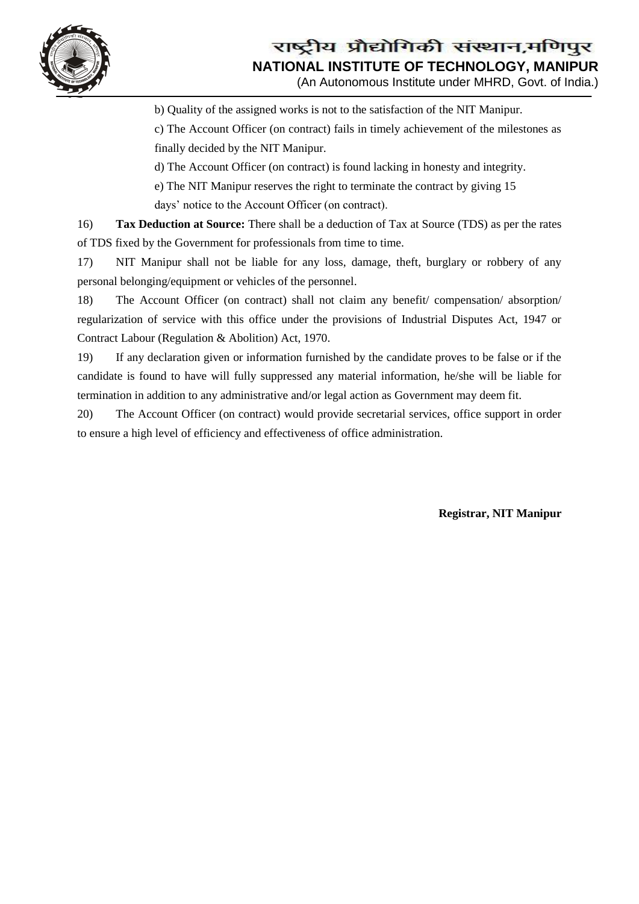b) Quality of the assigned works is not to the satisfaction of the NIT Manipur.

c) The Account Officer (on contract) fails in timely achievement of the milestones as finally decided by the NIT Manipur.

d) The Account Officer (on contract) is found lacking in honesty and integrity.

e) The NIT Manipur reserves the right to terminate the contract by giving 15 days' notice to the Account Officer (on contract).

16) **Tax Deduction at Source:** There shall be a deduction of Tax at Source (TDS) as per the rates of TDS fixed by the Government for professionals from time to time.

17) NIT Manipur shall not be liable for any loss, damage, theft, burglary or robbery of any personal belonging/equipment or vehicles of the personnel.

18) The Account Officer (on contract) shall not claim any benefit/ compensation/ absorption/ regularization of service with this office under the provisions of Industrial Disputes Act, 1947 or Contract Labour (Regulation & Abolition) Act, 1970.

19) If any declaration given or information furnished by the candidate proves to be false or if the candidate is found to have will fully suppressed any material information, he/she will be liable for termination in addition to any administrative and/or legal action as Government may deem fit.

20) The Account Officer (on contract) would provide secretarial services, office support in order to ensure a high level of efficiency and effectiveness of office administration.

**Registrar, NIT Manipur**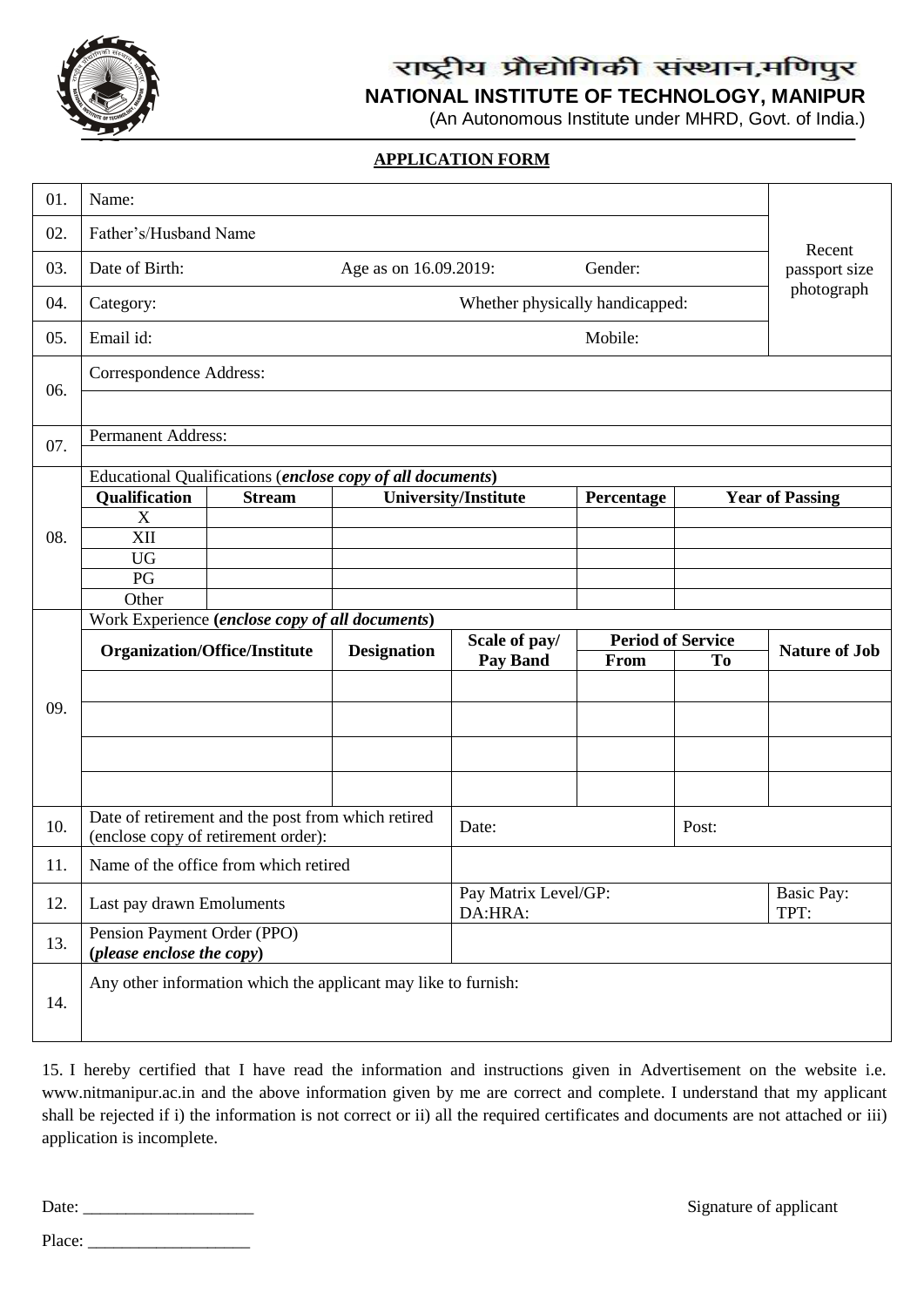राष्ट्रीय प्रौद्योगिकी संस्थान,मणिपुर

**NATIONAL INSTITUTE OF TECHNOLOGY, MANIPUR**

(An Autonomous Institute under MHRD, Govt. of India.)

## APPLICATION FORM

| | | | | | | | |
|---|---|---|---|---|---|---|---|
| 01. | Name: | | | | | | Recent passport size photograph |
| 02. | Father's/Husband Name | | | | | | |
| 03. | Date of Birth: | Age as on 16.09.2019: | | Gender: | | | |
| 04. | Category: | | Whether physically handicapped: | | | | |
| 05. | Email id: | | | Mobile: | | | |
| 06. | Correspondence Address: | | | | | | |
| | | | | | | | |
| 07. | Permanent Address: | | | | | | |
| | | | | | | | |

**08.** Educational Qualifications (***enclose copy of all documents***)

| Qualification | Stream | University/Institute | Percentage | Year of Passing |
|---|---|---|---|---|
| X | | | | |
| XII | | | | |
| UG | | | | |
| PG | | | | |
| Other | | | | |

**09.** Work Experience (***enclose copy of all documents***)

| Organization/Office/Institute | Designation | Scale of pay/ Pay Band | Period of Service From | Period of Service To | Nature of Job |
|---|---|---|---|---|---|
| | | | | | |
| | | | | | |
| | | | | | |
| | | | | | |

| | | | | |
|---|---|---|---|---|
| 10. | Date of retirement and the post from which retired (enclose copy of retirement order): | Date: | Post: | |
| 11. | Name of the office from which retired | | | |
| 12. | Last pay drawn Emoluments | Pay Matrix Level/GP: DA:HRA: | | Basic Pay: TPT: |
| 13. | Pension Payment Order (PPO) (***please enclose the copy***) | | | |
| 14. | Any other information which the applicant may like to furnish: | | | |

15. I hereby certified that I have read the information and instructions given in Advertisement on the website i.e. www.nitmanipur.ac.in and the above information given by me are correct and complete. I understand that my applicant shall be rejected if i) the information is not correct or ii) all the required certificates and documents are not attached or iii) application is incomplete.

Date: ____________________ Signature of applicant

Place: ___________________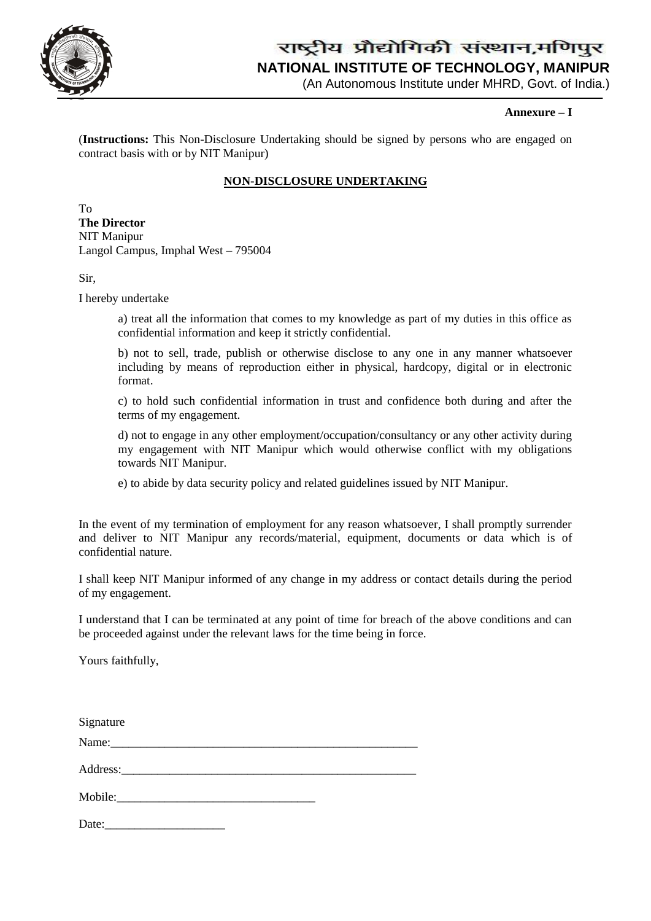राष्ट्रीय प्रौद्योगिकी संस्थान,मणिपुर

**NATIONAL INSTITUTE OF TECHNOLOGY, MANIPUR**

(An Autonomous Institute under MHRD, Govt. of India.)

**Annexure – I**

(**Instructions:** This Non-Disclosure Undertaking should be signed by persons who are engaged on contract basis with or by NIT Manipur)

## NON-DISCLOSURE UNDERTAKING

To
**The Director**
NIT Manipur
Langol Campus, Imphal West – 795004

Sir,

I hereby undertake

a) treat all the information that comes to my knowledge as part of my duties in this office as confidential information and keep it strictly confidential.

b) not to sell, trade, publish or otherwise disclose to any one in any manner whatsoever including by means of reproduction either in physical, hardcopy, digital or in electronic format.

c) to hold such confidential information in trust and confidence both during and after the terms of my engagement.

d) not to engage in any other employment/occupation/consultancy or any other activity during my engagement with NIT Manipur which would otherwise conflict with my obligations towards NIT Manipur.

e) to abide by data security policy and related guidelines issued by NIT Manipur.

In the event of my termination of employment for any reason whatsoever, I shall promptly surrender and deliver to NIT Manipur any records/material, equipment, documents or data which is of confidential nature.

I shall keep NIT Manipur informed of any change in my address or contact details during the period of my engagement.

I understand that I can be terminated at any point of time for breach of the above conditions and can be proceeded against under the relevant laws for the time being in force.

Yours faithfully,

Signature

Name:_______________________________________________

Address:_____________________________________________

Mobile:______________________________

Date:__________________